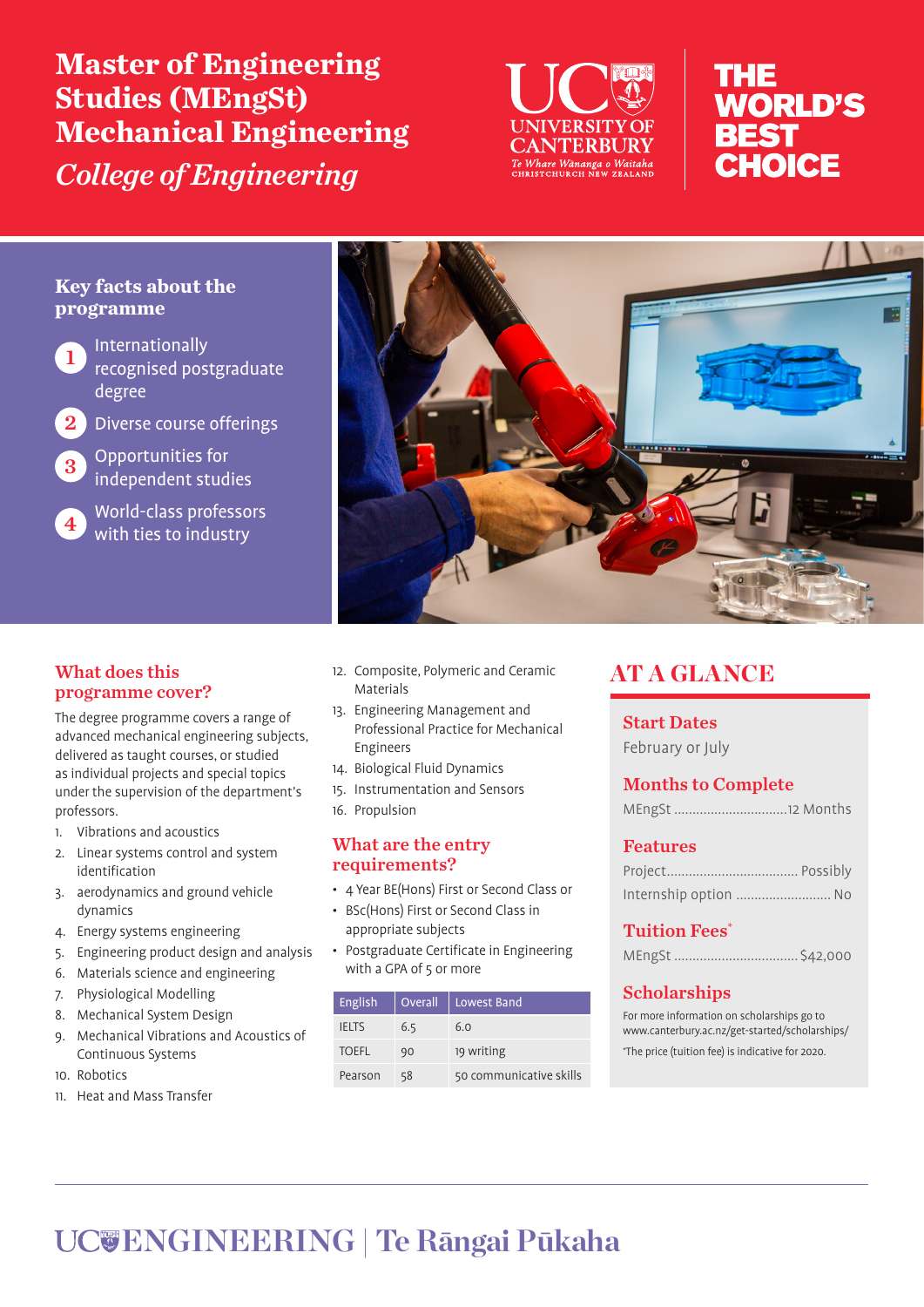# Master of Engineering Studies (MEngSt) Mechanical Engineering

*College of Engineering*

UC UNIVERSITY OF CANTERBURY Te Whare Wānanga o Waitaha CHRISTCHURCH NEW ZEALAND

THE WORLD'S BEST CHOICE

## Key facts about the programme

1. Internationally recognised postgraduate degree
2. Diverse course offerings
3. Opportunities for independent studies
4. World-class professors with ties to industry

## What does this programme cover?

The degree programme covers a range of advanced mechanical engineering subjects, delivered as taught courses, or studied as individual projects and special topics under the supervision of the department's professors.

1. Vibrations and acoustics
2. Linear systems control and system identification
3. aerodynamics and ground vehicle dynamics
4. Energy systems engineering
5. Engineering product design and analysis
6. Materials science and engineering
7. Physiological Modelling
8. Mechanical System Design
9. Mechanical Vibrations and Acoustics of Continuous Systems
10. Robotics
11. Heat and Mass Transfer
12. Composite, Polymeric and Ceramic Materials
13. Engineering Management and Professional Practice for Mechanical Engineers
14. Biological Fluid Dynamics
15. Instrumentation and Sensors
16. Propulsion

## What are the entry requirements?

- 4 Year BE(Hons) First or Second Class or
- BSc(Hons) First or Second Class in appropriate subjects
- Postgraduate Certificate in Engineering with a GPA of 5 or more

| English | Overall | Lowest Band |
|---|---|---|
| IELTS | 6.5 | 6.0 |
| TOEFL | 90 | 19 writing |
| Pearson | 58 | 50 communicative skills |

## AT A GLANCE

### Start Dates

February or July

### Months to Complete

MEngSt ................................12 Months

### Features

Project.................................... Possibly

Internship option .......................... No

### Tuition Fees*

MEngSt .................................. $42,000

### Scholarships

For more information on scholarships go to www.canterbury.ac.nz/get-started/scholarships/

*The price (tuition fee) is indicative for 2020.

UC ENGINEERING | Te Rāngai Pūkaha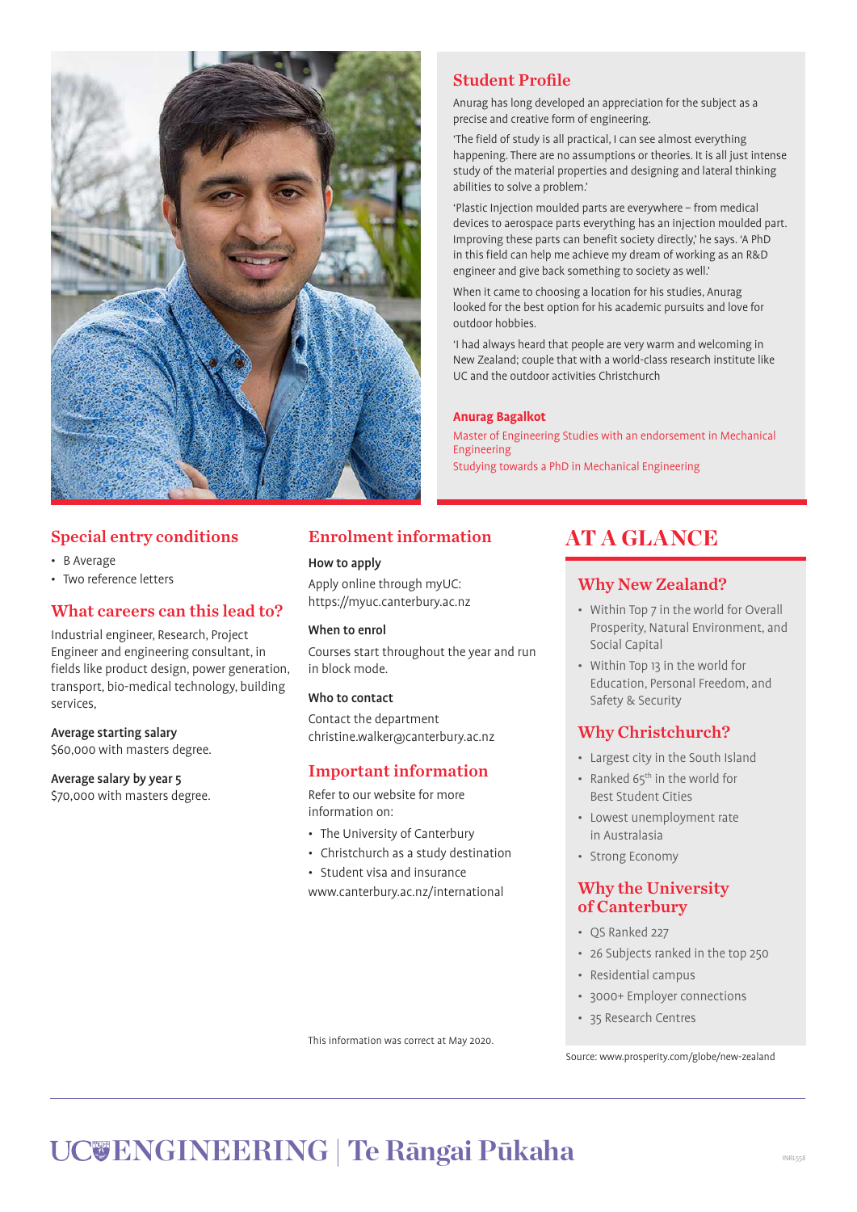## Student Profile

Anurag has long developed an appreciation for the subject as a precise and creative form of engineering.

'The field of study is all practical, I can see almost everything happening. There are no assumptions or theories. It is all just intense study of the material properties and designing and lateral thinking abilities to solve a problem.'

'Plastic Injection moulded parts are everywhere – from medical devices to aerospace parts everything has an injection moulded part. Improving these parts can benefit society directly,' he says. 'A PhD in this field can help me achieve my dream of working as an R&D engineer and give back something to society as well.'

When it came to choosing a location for his studies, Anurag looked for the best option for his academic pursuits and love for outdoor hobbies.

'I had always heard that people are very warm and welcoming in New Zealand; couple that with a world-class research institute like UC and the outdoor activities Christchurch

**Anurag Bagalkot**

Master of Engineering Studies with an endorsement in Mechanical Engineering

Studying towards a PhD in Mechanical Engineering

## Special entry conditions

- B Average
- Two reference letters

## What careers can this lead to?

Industrial engineer, Research, Project Engineer and engineering consultant, in fields like product design, power generation, transport, bio-medical technology, building services,

**Average starting salary**
$60,000 with masters degree.

**Average salary by year 5**
$70,000 with masters degree.

## Enrolment information

**How to apply**

Apply online through myUC: https://myuc.canterbury.ac.nz

**When to enrol**

Courses start throughout the year and run in block mode.

**Who to contact**

Contact the department christine.walker@canterbury.ac.nz

## Important information

Refer to our website for more information on:

- The University of Canterbury
- Christchurch as a study destination
- Student visa and insurance

www.canterbury.ac.nz/international

This information was correct at May 2020.

# AT A GLANCE

## Why New Zealand?

- Within Top 7 in the world for Overall Prosperity, Natural Environment, and Social Capital
- Within Top 13 in the world for Education, Personal Freedom, and Safety & Security

## Why Christchurch?

- Largest city in the South Island
- Ranked 65th in the world for Best Student Cities
- Lowest unemployment rate in Australasia
- Strong Economy

## Why the University of Canterbury

- QS Ranked 227
- 26 Subjects ranked in the top 250
- Residential campus
- 3000+ Employer connections
- 35 Research Centres

Source: www.prosperity.com/globe/new-zealand

UC ENGINEERING | Te Rāngai Pūkaha

INRL558